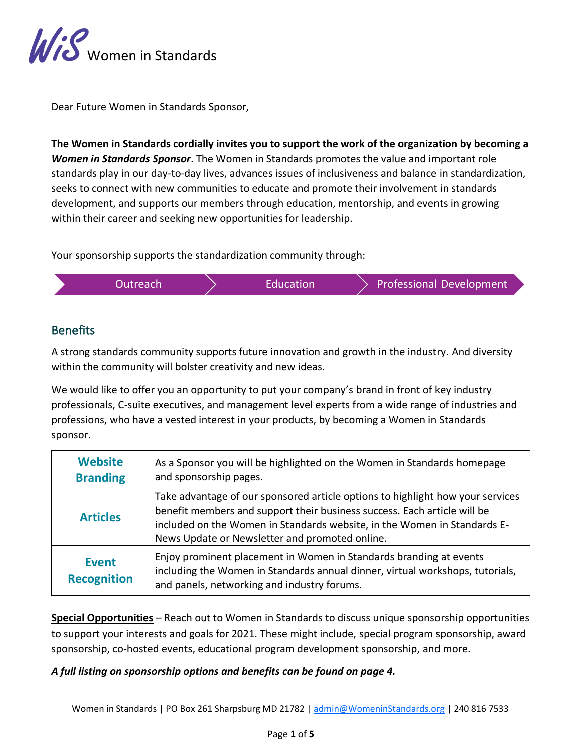WiS Women in Standards

Dear Future Women in Standards Sponsor,

**The Women in Standards cordially invites you to support the work of the organization by becoming a *Women in Standards Sponsor*.** The Women in Standards promotes the value and important role standards play in our day-to-day lives, advances issues of inclusiveness and balance in standardization, seeks to connect with new communities to educate and promote their involvement in standards development, and supports our members through education, mentorship, and events in growing within their career and seeking new opportunities for leadership.

Your sponsorship supports the standardization community through:

Outreach → Education → Professional Development

## Benefits

A strong standards community supports future innovation and growth in the industry. And diversity within the community will bolster creativity and new ideas.

We would like to offer you an opportunity to put your company's brand in front of key industry professionals, C-suite executives, and management level experts from a wide range of industries and professions, who have a vested interest in your products, by becoming a Women in Standards sponsor.

| | |
|---|---|
| **Website Branding** | As a Sponsor you will be highlighted on the Women in Standards homepage and sponsorship pages. |
| **Articles** | Take advantage of our sponsored article options to highlight how your services benefit members and support their business success. Each article will be included on the Women in Standards website, in the Women in Standards E-News Update or Newsletter and promoted online. |
| **Event Recognition** | Enjoy prominent placement in Women in Standards branding at events including the Women in Standards annual dinner, virtual workshops, tutorials, and panels, networking and industry forums. |

**Special Opportunities** – Reach out to Women in Standards to discuss unique sponsorship opportunities to support your interests and goals for 2021. These might include, special program sponsorship, award sponsorship, co-hosted events, educational program development sponsorship, and more.

***A full listing on sponsorship options and benefits can be found on page 4.***

Women in Standards | PO Box 261 Sharpsburg MD 21782 | admin@WomeninStandards.org | 240 816 7533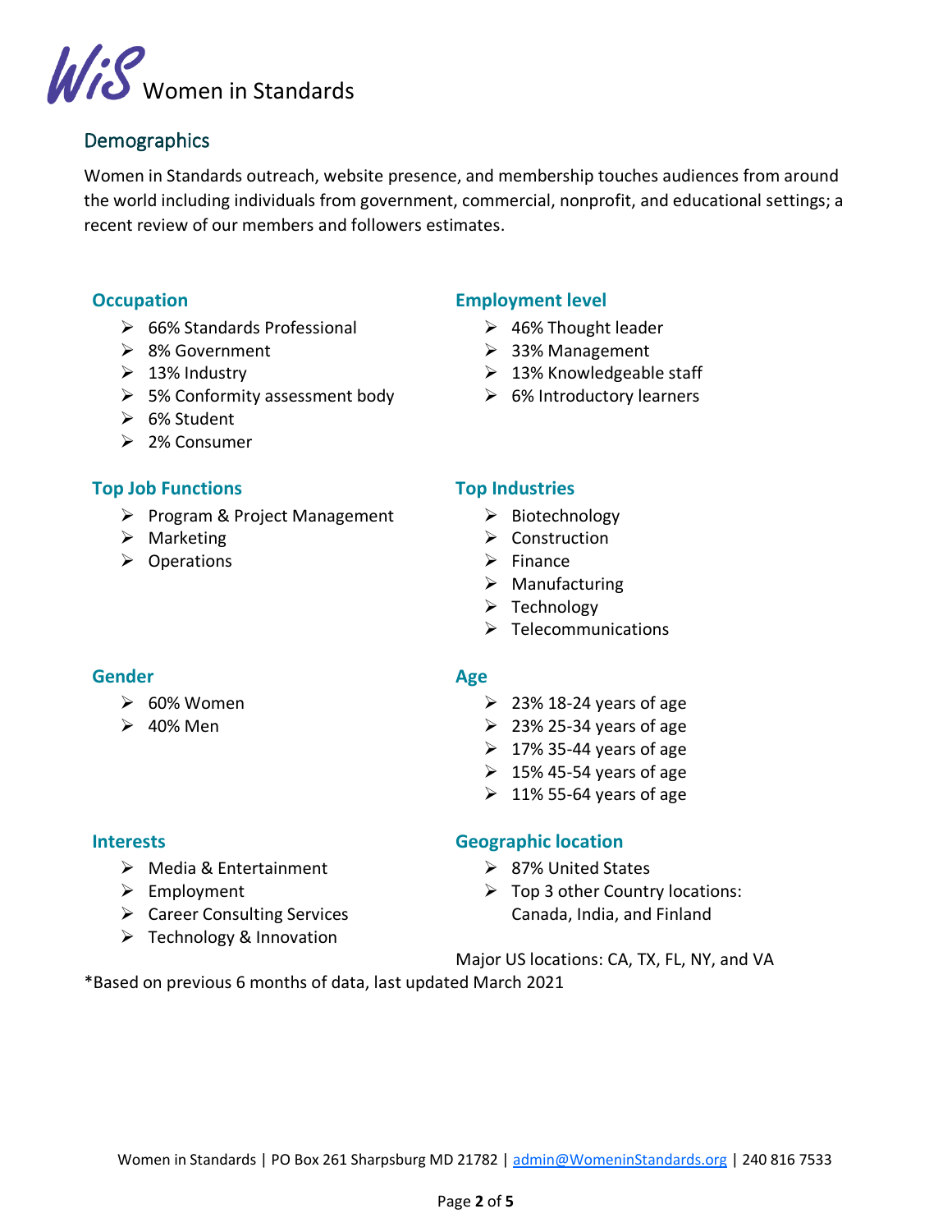# WiS Women in Standards

## Demographics

Women in Standards outreach, website presence, and membership touches audiences from around the world including individuals from government, commercial, nonprofit, and educational settings; a recent review of our members and followers estimates.

### Occupation

- 66% Standards Professional
- 8% Government
- 13% Industry
- 5% Conformity assessment body
- 6% Student
- 2% Consumer

### Employment level

- 46% Thought leader
- 33% Management
- 13% Knowledgeable staff
- 6% Introductory learners

### Top Job Functions

- Program & Project Management
- Marketing
- Operations

### Top Industries

- Biotechnology
- Construction
- Finance
- Manufacturing
- Technology
- Telecommunications

### Gender

- 60% Women
- 40% Men

### Age

- 23% 18-24 years of age
- 23% 25-34 years of age
- 17% 35-44 years of age
- 15% 45-54 years of age
- 11% 55-64 years of age

### Interests

- Media & Entertainment
- Employment
- Career Consulting Services
- Technology & Innovation

### Geographic location

- 87% United States
- Top 3 other Country locations: Canada, India, and Finland

Major US locations: CA, TX, FL, NY, and VA

*Based on previous 6 months of data, last updated March 2021

Women in Standards | PO Box 261 Sharpsburg MD 21782 | admin@WomeninStandards.org | 240 816 7533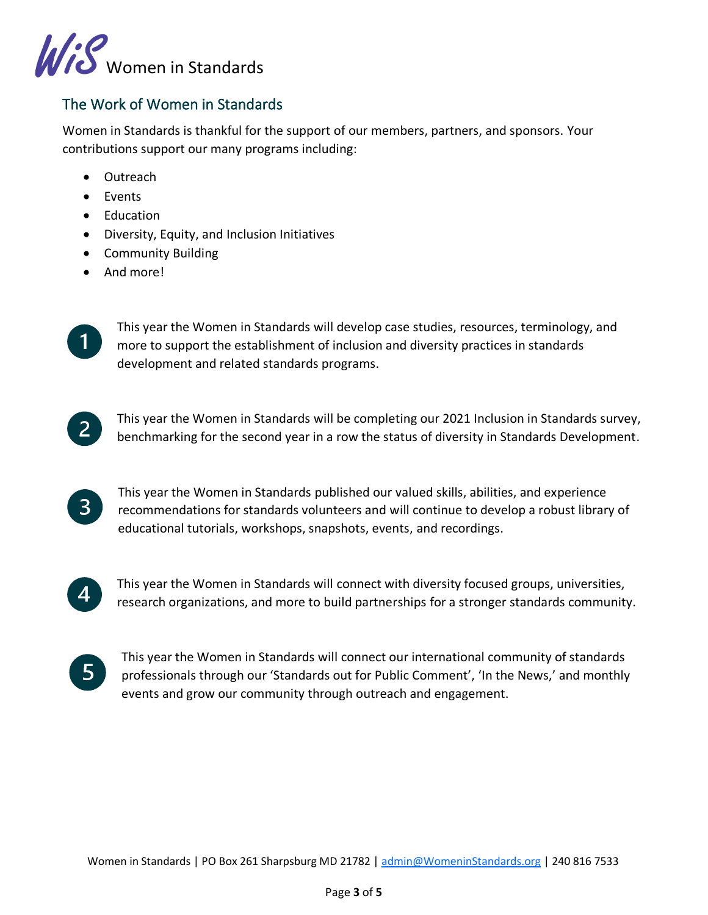## The Work of Women in Standards

Women in Standards is thankful for the support of our members, partners, and sponsors. Your contributions support our many programs including:

- Outreach
- Events
- Education
- Diversity, Equity, and Inclusion Initiatives
- Community Building
- And more!

1. This year the Women in Standards will develop case studies, resources, terminology, and more to support the establishment of inclusion and diversity practices in standards development and related standards programs.

2. This year the Women in Standards will be completing our 2021 Inclusion in Standards survey, benchmarking for the second year in a row the status of diversity in Standards Development.

3. This year the Women in Standards published our valued skills, abilities, and experience recommendations for standards volunteers and will continue to develop a robust library of educational tutorials, workshops, snapshots, events, and recordings.

4. This year the Women in Standards will connect with diversity focused groups, universities, research organizations, and more to build partnerships for a stronger standards community.

5. This year the Women in Standards will connect our international community of standards professionals through our 'Standards out for Public Comment', 'In the News,' and monthly events and grow our community through outreach and engagement.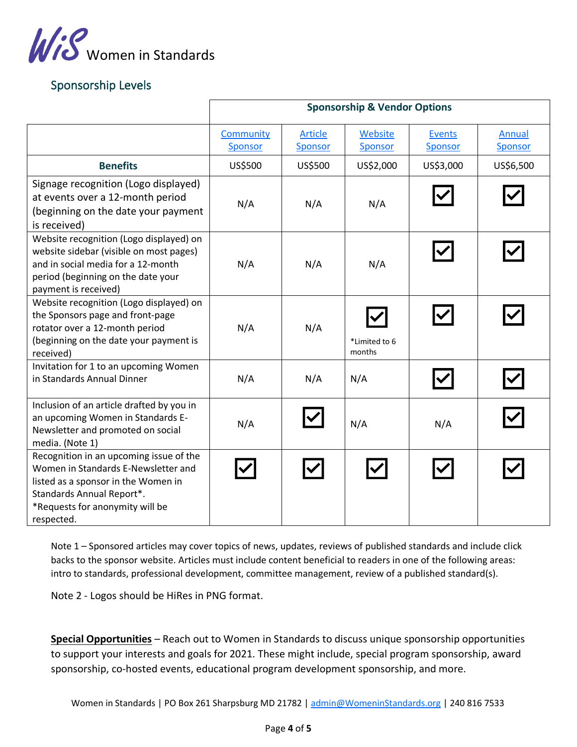WiS Women in Standards

## Sponsorship Levels

| | Sponsorship & Vendor Options | | | | |
|---|---|---|---|---|---|
| | [Community Sponsor]() | [Article Sponsor]() | [Website Sponsor]() | [Events Sponsor]() | [Annual Sponsor]() |
| **Benefits** | US$500 | US$500 | US$2,000 | US$3,000 | US$6,500 |
| Signage recognition (Logo displayed) at events over a 12-month period (beginning on the date your payment is received) | N/A | N/A | N/A | ☑ | ☑ |
| Website recognition (Logo displayed) on website sidebar (visible on most pages) and in social media for a 12-month period (beginning on the date your payment is received) | N/A | N/A | N/A | ☑ | ☑ |
| Website recognition (Logo displayed) on the Sponsors page and front-page rotator over a 12-month period (beginning on the date your payment is received) | N/A | N/A | ☑ *Limited to 6 months | ☑ | ☑ |
| Invitation for 1 to an upcoming Women in Standards Annual Dinner | N/A | N/A | N/A | ☑ | ☑ |
| Inclusion of an article drafted by you in an upcoming Women in Standards E-Newsletter and promoted on social media. (Note 1) | N/A | ☑ | N/A | N/A | ☑ |
| Recognition in an upcoming issue of the Women in Standards E-Newsletter and listed as a sponsor in the Women in Standards Annual Report*. *Requests for anonymity will be respected. | ☑ | ☑ | ☑ | ☑ | ☑ |

Note 1 – Sponsored articles may cover topics of news, updates, reviews of published standards and include click backs to the sponsor website. Articles must include content beneficial to readers in one of the following areas: intro to standards, professional development, committee management, review of a published standard(s).

Note 2 - Logos should be HiRes in PNG format.

**Special Opportunities** – Reach out to Women in Standards to discuss unique sponsorship opportunities to support your interests and goals for 2021. These might include, special program sponsorship, award sponsorship, co-hosted events, educational program development sponsorship, and more.

Women in Standards | PO Box 261 Sharpsburg MD 21782 | admin@WomeninStandards.org | 240 816 7533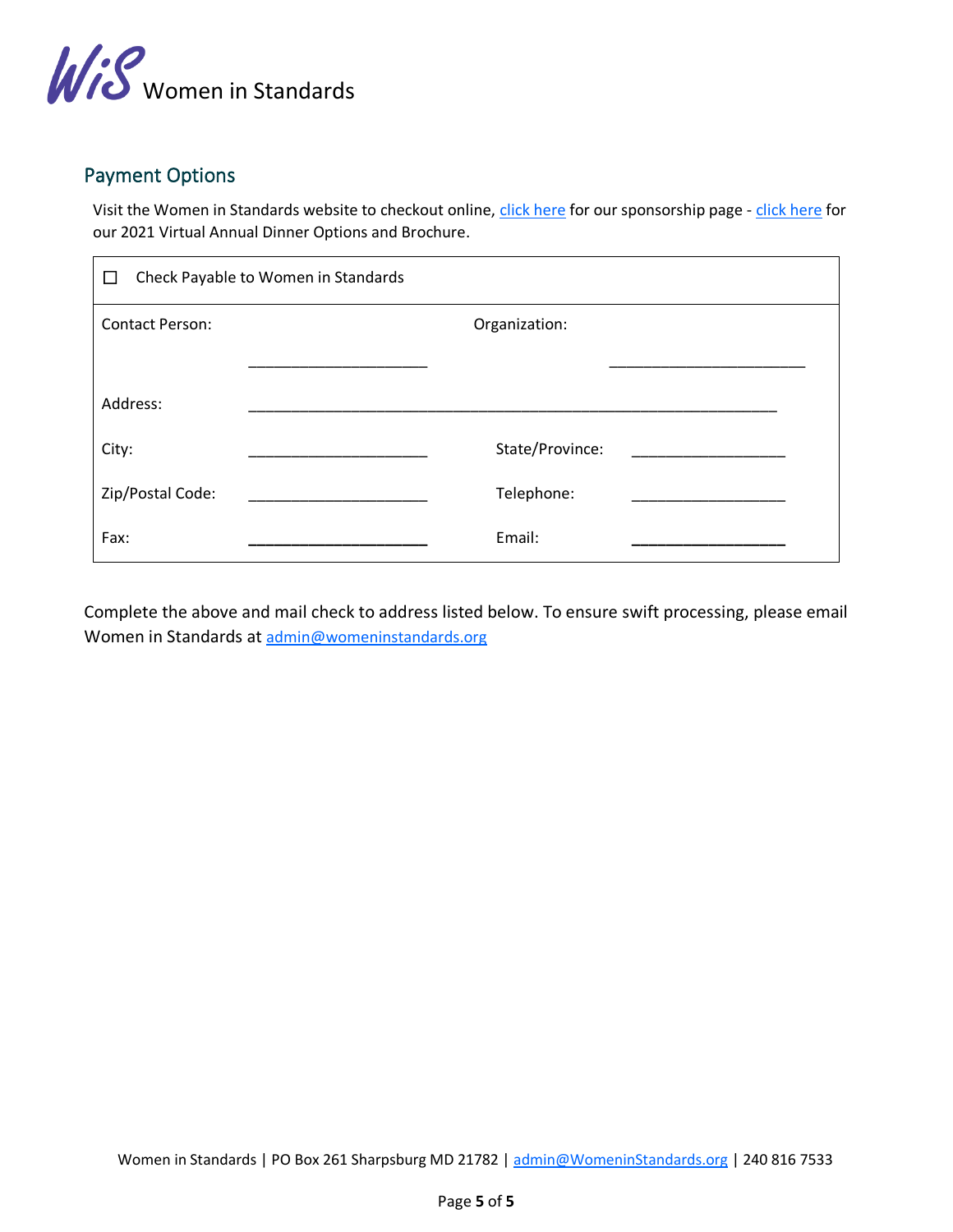## Payment Options

Visit the Women in Standards website to checkout online, click here for our sponsorship page - click here for our 2021 Virtual Annual Dinner Options and Brochure.

| ☐ Check Payable to Women in Standards | | | |
|---|---|---|---|
| Contact Person: | ____________________ | Organization: | ______________________ |
| Address: | ____________________________________________________________ | | |
| City: | ____________________ | State/Province: | _________________ |
| Zip/Postal Code: | ____________________ | Telephone: | _________________ |
| Fax: | ____________________ | Email: | _________________ |

Complete the above and mail check to address listed below. To ensure swift processing, please email Women in Standards at admin@womeninstandards.org

Women in Standards | PO Box 261 Sharpsburg MD 21782 | admin@WomeninStandards.org | 240 816 7533